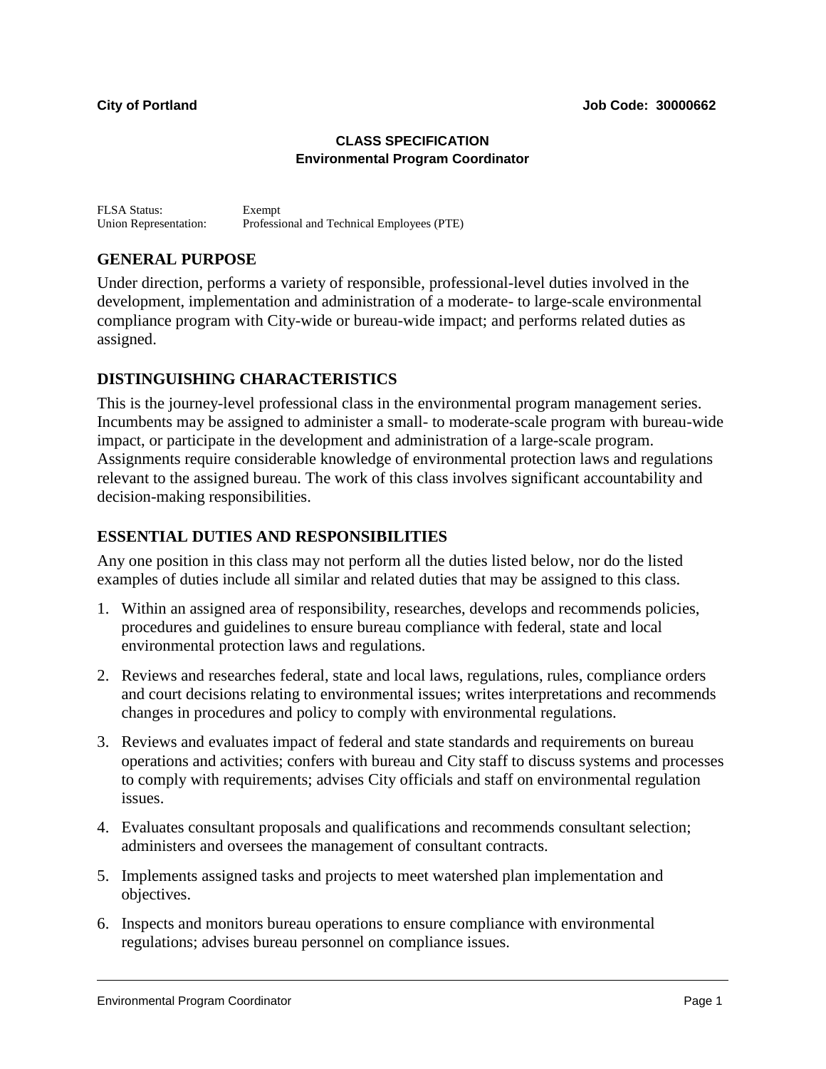**City of Portland** **Job Code: 30000662**

**CLASS SPECIFICATION**
**Environmental Program Coordinator**

FLSA Status: Exempt
Union Representation: Professional and Technical Employees (PTE)

## GENERAL PURPOSE

Under direction, performs a variety of responsible, professional-level duties involved in the development, implementation and administration of a moderate- to large-scale environmental compliance program with City-wide or bureau-wide impact; and performs related duties as assigned.

## DISTINGUISHING CHARACTERISTICS

This is the journey-level professional class in the environmental program management series. Incumbents may be assigned to administer a small- to moderate-scale program with bureau-wide impact, or participate in the development and administration of a large-scale program. Assignments require considerable knowledge of environmental protection laws and regulations relevant to the assigned bureau. The work of this class involves significant accountability and decision-making responsibilities.

## ESSENTIAL DUTIES AND RESPONSIBILITIES

Any one position in this class may not perform all the duties listed below, nor do the listed examples of duties include all similar and related duties that may be assigned to this class.

1. Within an assigned area of responsibility, researches, develops and recommends policies, procedures and guidelines to ensure bureau compliance with federal, state and local environmental protection laws and regulations.
2. Reviews and researches federal, state and local laws, regulations, rules, compliance orders and court decisions relating to environmental issues; writes interpretations and recommends changes in procedures and policy to comply with environmental regulations.
3. Reviews and evaluates impact of federal and state standards and requirements on bureau operations and activities; confers with bureau and City staff to discuss systems and processes to comply with requirements; advises City officials and staff on environmental regulation issues.
4. Evaluates consultant proposals and qualifications and recommends consultant selection; administers and oversees the management of consultant contracts.
5. Implements assigned tasks and projects to meet watershed plan implementation and objectives.
6. Inspects and monitors bureau operations to ensure compliance with environmental regulations; advises bureau personnel on compliance issues.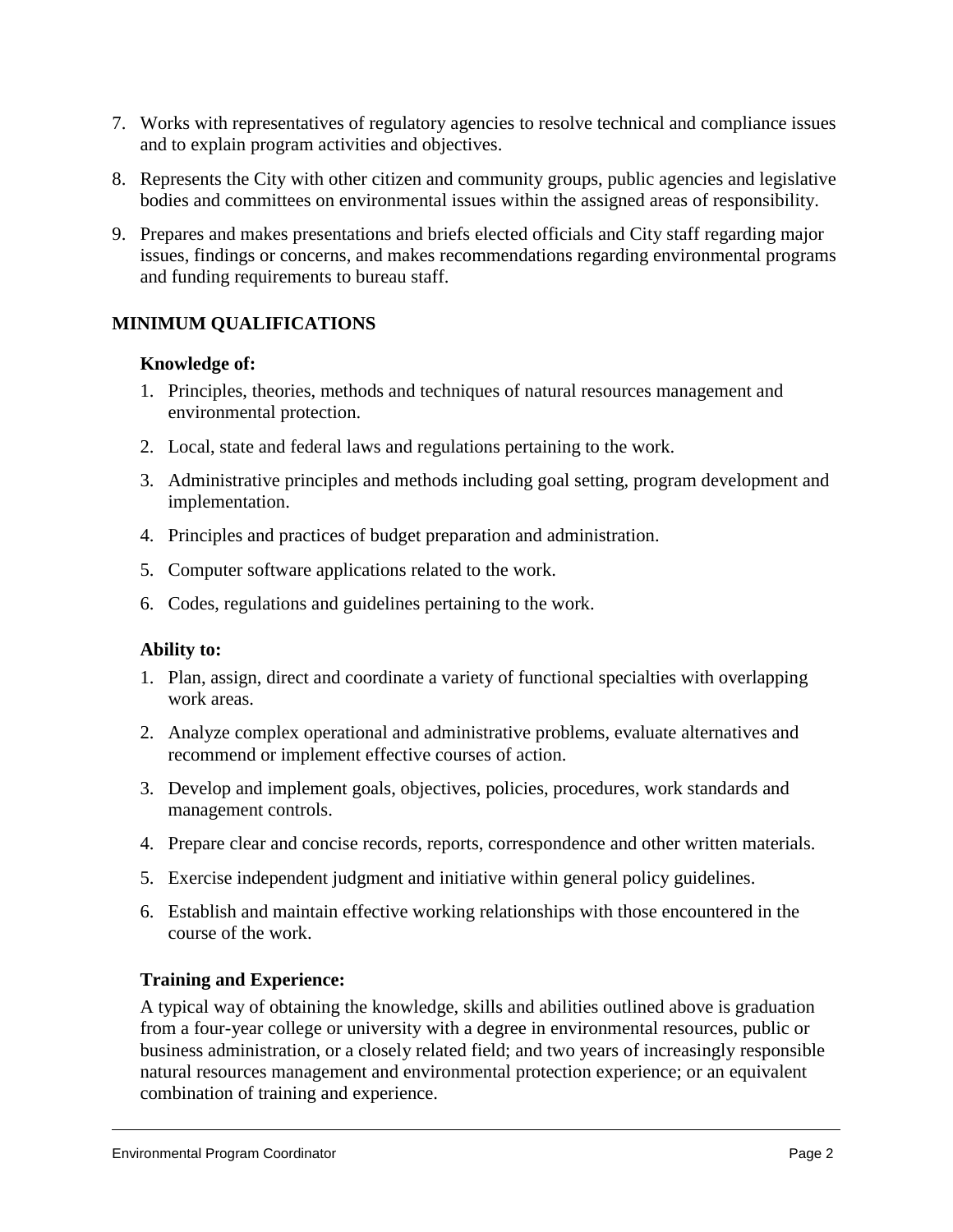7. Works with representatives of regulatory agencies to resolve technical and compliance issues and to explain program activities and objectives.
8. Represents the City with other citizen and community groups, public agencies and legislative bodies and committees on environmental issues within the assigned areas of responsibility.
9. Prepares and makes presentations and briefs elected officials and City staff regarding major issues, findings or concerns, and makes recommendations regarding environmental programs and funding requirements to bureau staff.

## MINIMUM QUALIFICATIONS

### Knowledge of:

1. Principles, theories, methods and techniques of natural resources management and environmental protection.
2. Local, state and federal laws and regulations pertaining to the work.
3. Administrative principles and methods including goal setting, program development and implementation.
4. Principles and practices of budget preparation and administration.
5. Computer software applications related to the work.
6. Codes, regulations and guidelines pertaining to the work.

### Ability to:

1. Plan, assign, direct and coordinate a variety of functional specialties with overlapping work areas.
2. Analyze complex operational and administrative problems, evaluate alternatives and recommend or implement effective courses of action.
3. Develop and implement goals, objectives, policies, procedures, work standards and management controls.
4. Prepare clear and concise records, reports, correspondence and other written materials.
5. Exercise independent judgment and initiative within general policy guidelines.
6. Establish and maintain effective working relationships with those encountered in the course of the work.

### Training and Experience:

A typical way of obtaining the knowledge, skills and abilities outlined above is graduation from a four-year college or university with a degree in environmental resources, public or business administration, or a closely related field; and two years of increasingly responsible natural resources management and environmental protection experience; or an equivalent combination of training and experience.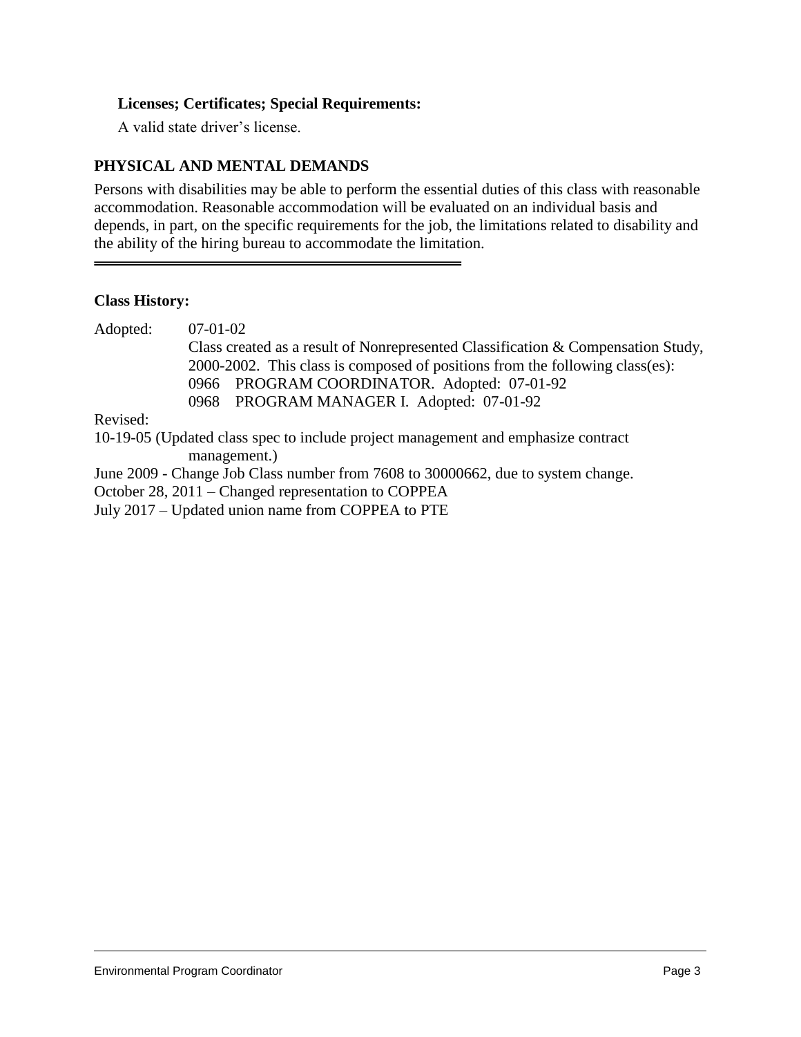**Licenses; Certificates; Special Requirements:**

A valid state driver's license.

## PHYSICAL AND MENTAL DEMANDS

Persons with disabilities may be able to perform the essential duties of this class with reasonable accommodation. Reasonable accommodation will be evaluated on an individual basis and depends, in part, on the specific requirements for the job, the limitations related to disability and the ability of the hiring bureau to accommodate the limitation.

---

**Class History:**

Adopted: 07-01-02
Class created as a result of Nonrepresented Classification & Compensation Study, 2000-2002. This class is composed of positions from the following class(es):
0966 PROGRAM COORDINATOR. Adopted: 07-01-92
0968 PROGRAM MANAGER I. Adopted: 07-01-92

Revised:
10-19-05 (Updated class spec to include project management and emphasize contract management.)
June 2009 - Change Job Class number from 7608 to 30000662, due to system change.
October 28, 2011 – Changed representation to COPPEA
July 2017 – Updated union name from COPPEA to PTE